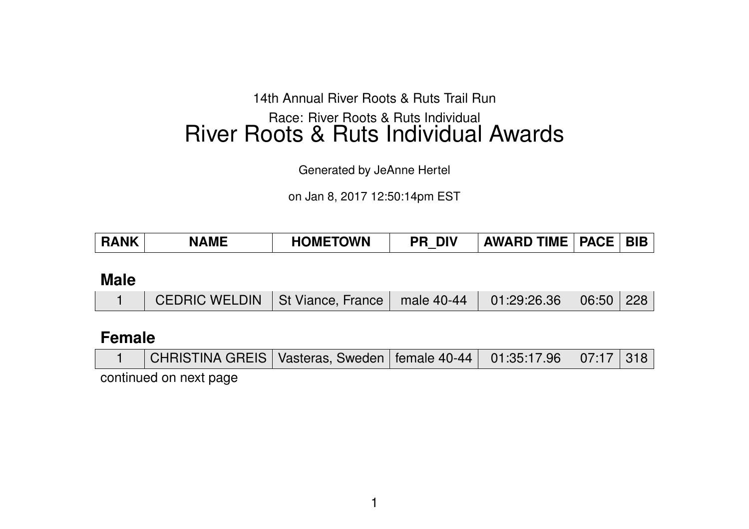14th Annual River Roots & Ruts Trail Run

Race: River Roots & Ruts Individual

# River Roots & Ruts Individual Awards

Generated by JeAnne Hertel

on Jan 8, 2017 12:50:14pm EST

| RANK | NAME | HOMETOWN | PR_DIV | AWARD TIME | PACE | BIB |
|---|---|---|---|---|---|---|

## Male

| RANK | NAME | HOMETOWN | PR_DIV | AWARD TIME | PACE | BIB |
|---|---|---|---|---|---|---|
| 1 | CEDRIC WELDIN | St Viance, France | male 40-44 | 01:29:26.36 | 06:50 | 228 |

## Female

| RANK | NAME | HOMETOWN | PR_DIV | AWARD TIME | PACE | BIB |
|---|---|---|---|---|---|---|
| 1 | CHRISTINA GREIS | Vasteras, Sweden | female 40-44 | 01:35:17.96 | 07:17 | 318 |

continued on next page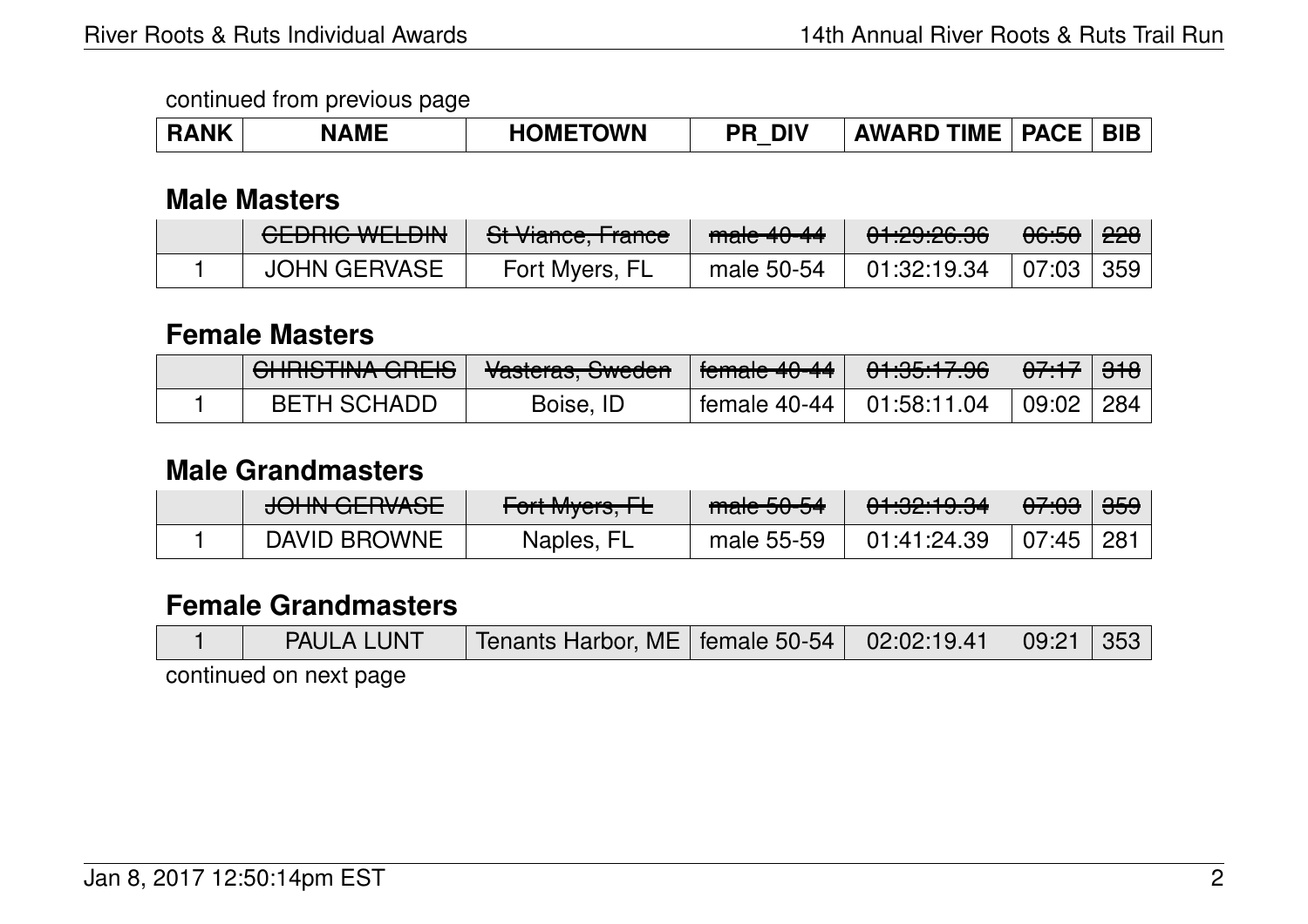continued from previous page

| RANK | NAME | HOMETOWN | PR_DIV | AWARD TIME | PACE | BIB |
|---|---|---|---|---|---|---|

## Male Masters

| RANK | NAME | HOMETOWN | PR_DIV | AWARD TIME | PACE | BIB |
|---|---|---|---|---|---|---|
| | ~~CEDRIC WELDIN~~ | ~~St Viance, France~~ | ~~male 40-44~~ | ~~01:29:26.36~~ | ~~06:50~~ | ~~228~~ |
| 1 | JOHN GERVASE | Fort Myers, FL | male 50-54 | 01:32:19.34 | 07:03 | 359 |

## Female Masters

| RANK | NAME | HOMETOWN | PR_DIV | AWARD TIME | PACE | BIB |
|---|---|---|---|---|---|---|
| | ~~CHRISTINA GREIS~~ | ~~Vasteras, Sweden~~ | ~~female 40-44~~ | ~~01:35:17.96~~ | ~~07:17~~ | ~~318~~ |
| 1 | BETH SCHADD | Boise, ID | female 40-44 | 01:58:11.04 | 09:02 | 284 |

## Male Grandmasters

| RANK | NAME | HOMETOWN | PR_DIV | AWARD TIME | PACE | BIB |
|---|---|---|---|---|---|---|
| | ~~JOHN GERVASE~~ | ~~Fort Myers, FL~~ | ~~male 50-54~~ | ~~01:32:19.34~~ | ~~07:03~~ | ~~359~~ |
| 1 | DAVID BROWNE | Naples, FL | male 55-59 | 01:41:24.39 | 07:45 | 281 |

## Female Grandmasters

| RANK | NAME | HOMETOWN | PR_DIV | AWARD TIME | PACE | BIB |
|---|---|---|---|---|---|---|
| 1 | PAULA LUNT | Tenants Harbor, ME | female 50-54 | 02:02:19.41 | 09:21 | 353 |

continued on next page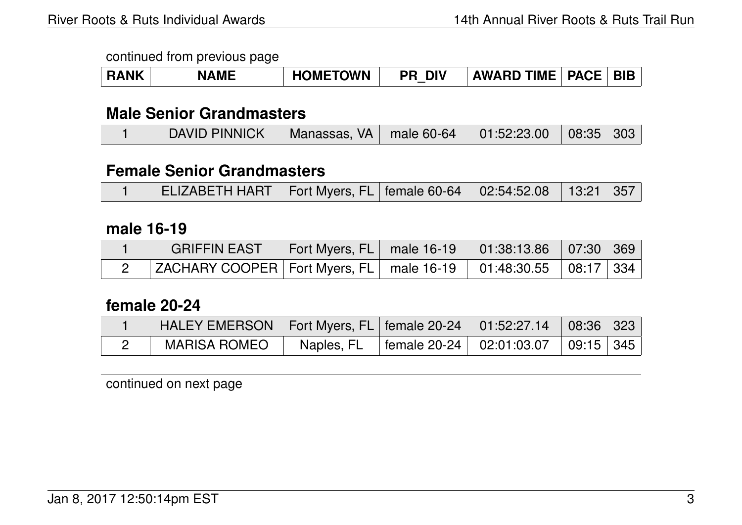continued from previous page

| RANK | NAME | HOMETOWN | PR_DIV | AWARD TIME | PACE | BIB |
|---|---|---|---|---|---|---|

## Male Senior Grandmasters

| RANK | NAME | HOMETOWN | PR_DIV | AWARD TIME | PACE | BIB |
|---|---|---|---|---|---|---|
| 1 | DAVID PINNICK | Manassas, VA | male 60-64 | 01:52:23.00 | 08:35 | 303 |

## Female Senior Grandmasters

| RANK | NAME | HOMETOWN | PR_DIV | AWARD TIME | PACE | BIB |
|---|---|---|---|---|---|---|
| 1 | ELIZABETH HART | Fort Myers, FL | female 60-64 | 02:54:52.08 | 13:21 | 357 |

## male 16-19

| RANK | NAME | HOMETOWN | PR_DIV | AWARD TIME | PACE | BIB |
|---|---|---|---|---|---|---|
| 1 | GRIFFIN EAST | Fort Myers, FL | male 16-19 | 01:38:13.86 | 07:30 | 369 |
| 2 | ZACHARY COOPER | Fort Myers, FL | male 16-19 | 01:48:30.55 | 08:17 | 334 |

## female 20-24

| RANK | NAME | HOMETOWN | PR_DIV | AWARD TIME | PACE | BIB |
|---|---|---|---|---|---|---|
| 1 | HALEY EMERSON | Fort Myers, FL | female 20-24 | 01:52:27.14 | 08:36 | 323 |
| 2 | MARISA ROMEO | Naples, FL | female 20-24 | 02:01:03.07 | 09:15 | 345 |

continued on next page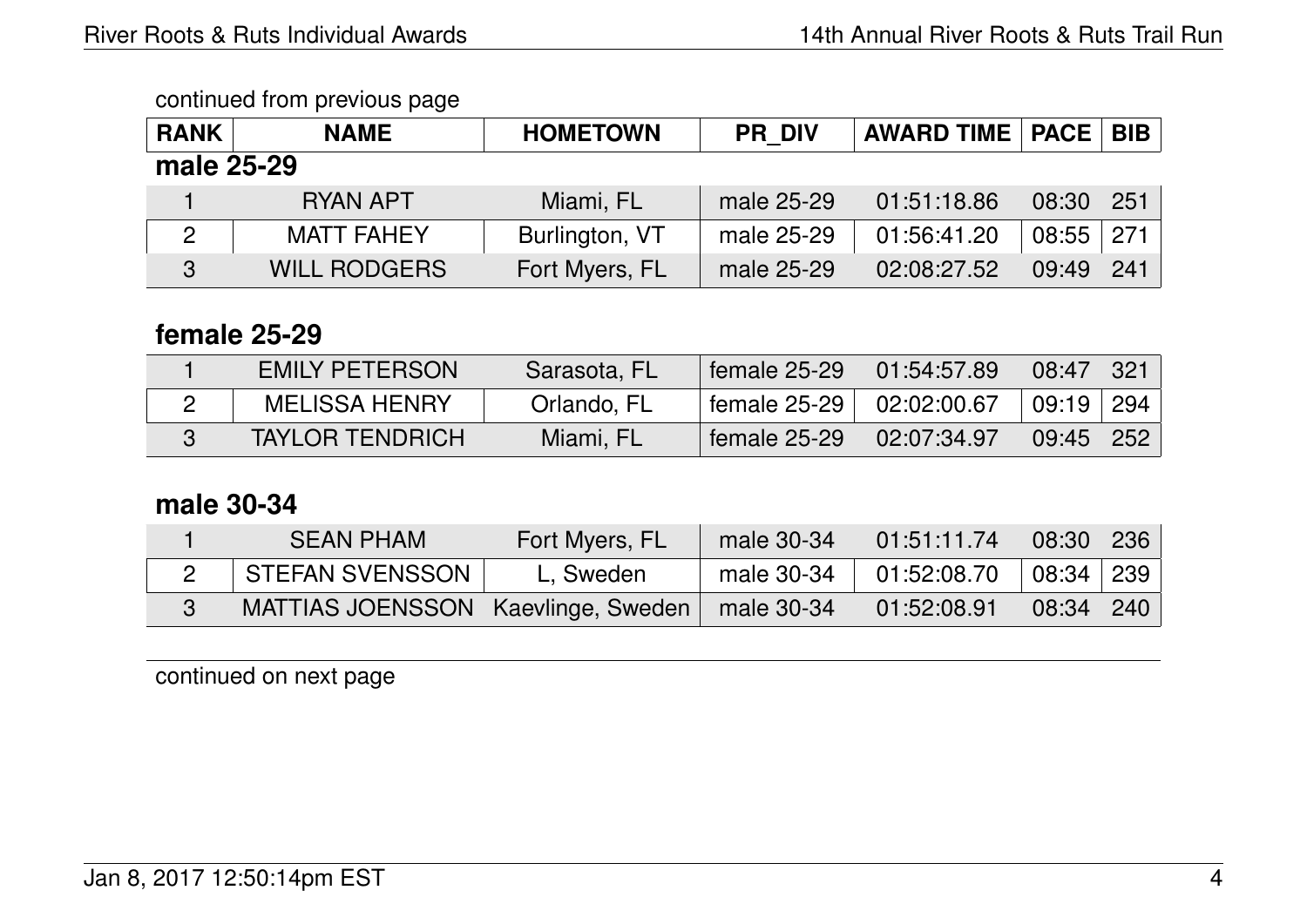continued from previous page

| RANK | NAME | HOMETOWN | PR_DIV | AWARD TIME | PACE | BIB |
|---|---|---|---|---|---|---|

**male 25-29**

| RANK | NAME | HOMETOWN | PR_DIV | AWARD TIME | PACE | BIB |
|---|---|---|---|---|---|---|
| 1 | RYAN APT | Miami, FL | male 25-29 | 01:51:18.86 | 08:30 | 251 |
| 2 | MATT FAHEY | Burlington, VT | male 25-29 | 01:56:41.20 | 08:55 | 271 |
| 3 | WILL RODGERS | Fort Myers, FL | male 25-29 | 02:08:27.52 | 09:49 | 241 |

**female 25-29**

| RANK | NAME | HOMETOWN | PR_DIV | AWARD TIME | PACE | BIB |
|---|---|---|---|---|---|---|
| 1 | EMILY PETERSON | Sarasota, FL | female 25-29 | 01:54:57.89 | 08:47 | 321 |
| 2 | MELISSA HENRY | Orlando, FL | female 25-29 | 02:02:00.67 | 09:19 | 294 |
| 3 | TAYLOR TENDRICH | Miami, FL | female 25-29 | 02:07:34.97 | 09:45 | 252 |

**male 30-34**

| RANK | NAME | HOMETOWN | PR_DIV | AWARD TIME | PACE | BIB |
|---|---|---|---|---|---|---|
| 1 | SEAN PHAM | Fort Myers, FL | male 30-34 | 01:51:11.74 | 08:30 | 236 |
| 2 | STEFAN SVENSSON | L, Sweden | male 30-34 | 01:52:08.70 | 08:34 | 239 |
| 3 | MATTIAS JOENSSON | Kaevlinge, Sweden | male 30-34 | 01:52:08.91 | 08:34 | 240 |

continued on next page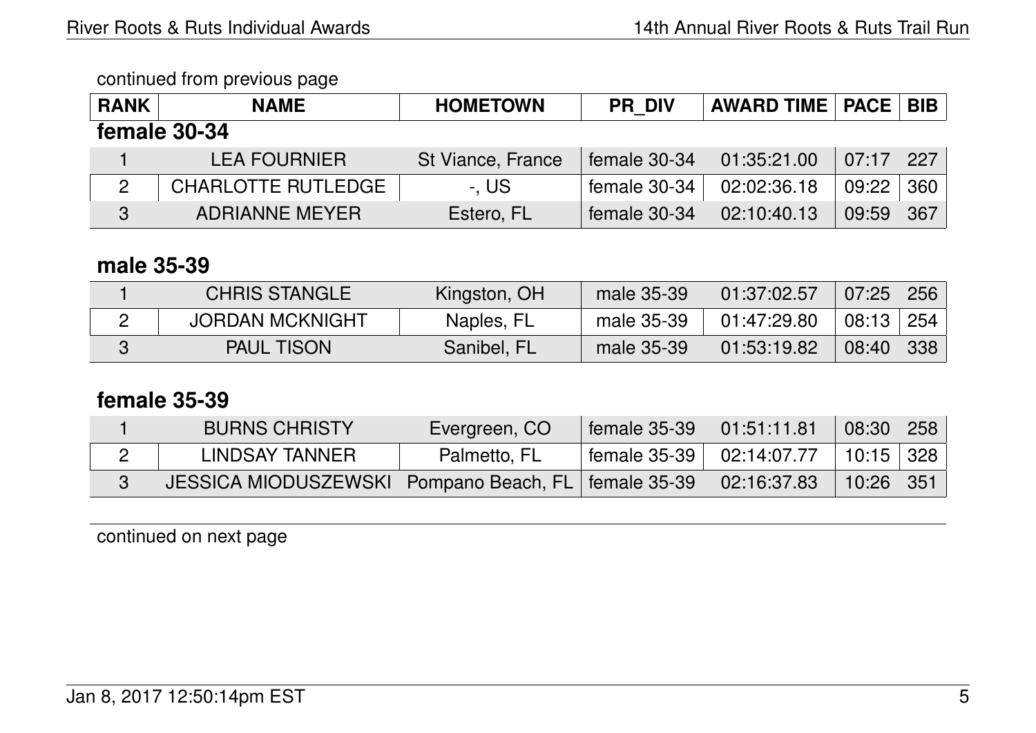continued from previous page

| RANK | NAME | HOMETOWN | PR_DIV | AWARD TIME | PACE | BIB |
|---|---|---|---|---|---|---|

**female 30-34**

| RANK | NAME | HOMETOWN | PR_DIV | AWARD TIME | PACE | BIB |
|---|---|---|---|---|---|---|
| 1 | LEA FOURNIER | St Viance, France | female 30-34 | 01:35:21.00 | 07:17 | 227 |
| 2 | CHARLOTTE RUTLEDGE | -, US | female 30-34 | 02:02:36.18 | 09:22 | 360 |
| 3 | ADRIANNE MEYER | Estero, FL | female 30-34 | 02:10:40.13 | 09:59 | 367 |

**male 35-39**

| RANK | NAME | HOMETOWN | PR_DIV | AWARD TIME | PACE | BIB |
|---|---|---|---|---|---|---|
| 1 | CHRIS STANGLE | Kingston, OH | male 35-39 | 01:37:02.57 | 07:25 | 256 |
| 2 | JORDAN MCKNIGHT | Naples, FL | male 35-39 | 01:47:29.80 | 08:13 | 254 |
| 3 | PAUL TISON | Sanibel, FL | male 35-39 | 01:53:19.82 | 08:40 | 338 |

**female 35-39**

| RANK | NAME | HOMETOWN | PR_DIV | AWARD TIME | PACE | BIB |
|---|---|---|---|---|---|---|
| 1 | BURNS CHRISTY | Evergreen, CO | female 35-39 | 01:51:11.81 | 08:30 | 258 |
| 2 | LINDSAY TANNER | Palmetto, FL | female 35-39 | 02:14:07.77 | 10:15 | 328 |
| 3 | JESSICA MIODUSZEWSKI | Pompano Beach, FL | female 35-39 | 02:16:37.83 | 10:26 | 351 |

continued on next page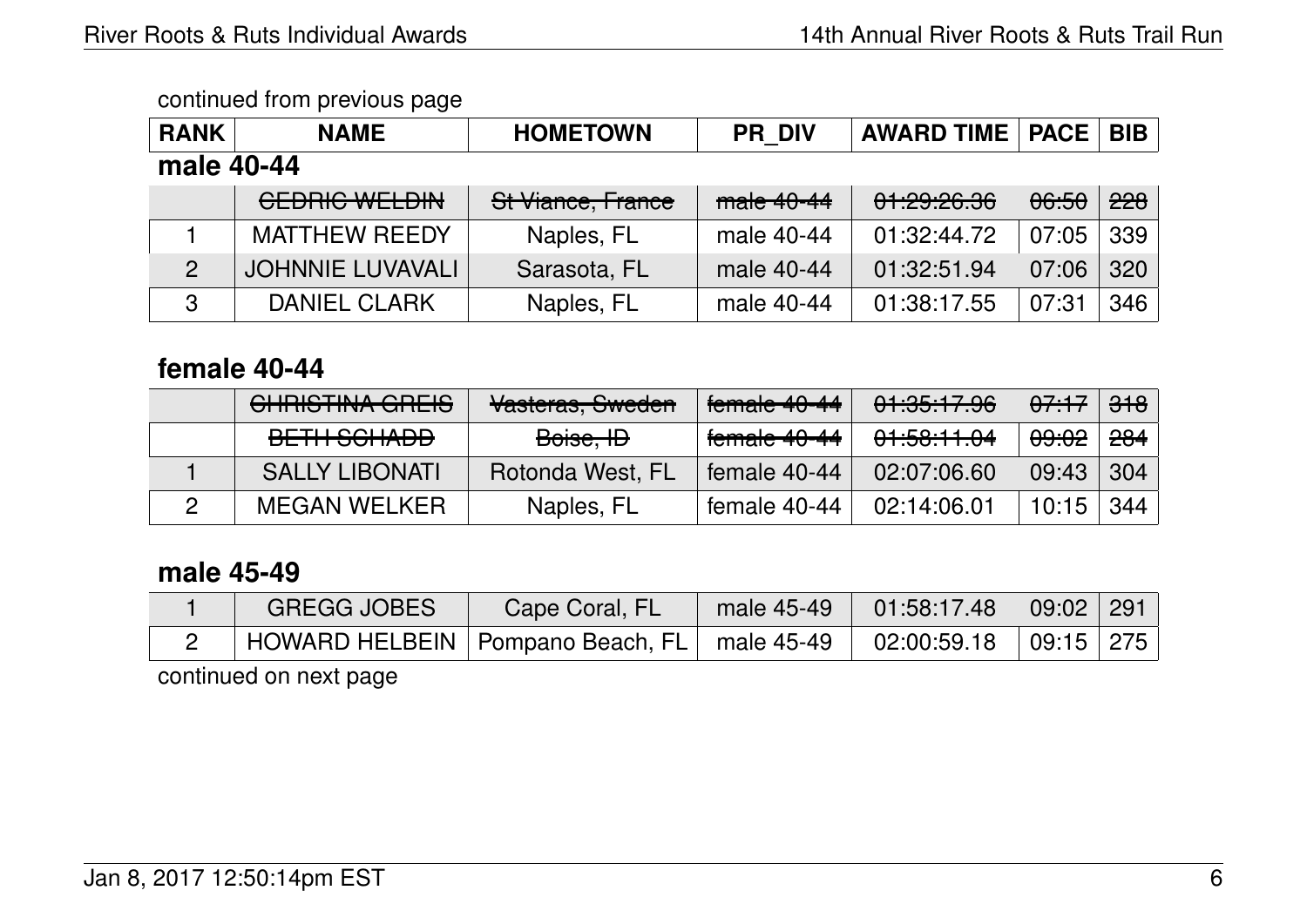continued from previous page

| RANK | NAME | HOMETOWN | PR_DIV | AWARD TIME | PACE | BIB |
|---|---|---|---|---|---|---|
| **male 40-44** | | | | | | |
| | ~~CEDRIC WELDIN~~ | ~~St Viance, France~~ | ~~male 40-44~~ | ~~01:29:26.36~~ | ~~06:50~~ | ~~228~~ |
| 1 | MATTHEW REEDY | Naples, FL | male 40-44 | 01:32:44.72 | 07:05 | 339 |
| 2 | JOHNNIE LUVAVALI | Sarasota, FL | male 40-44 | 01:32:51.94 | 07:06 | 320 |
| 3 | DANIEL CLARK | Naples, FL | male 40-44 | 01:38:17.55 | 07:31 | 346 |

## female 40-44

| RANK | NAME | HOMETOWN | PR_DIV | AWARD TIME | PACE | BIB |
|---|---|---|---|---|---|---|
| | ~~CHRISTINA GREIS~~ | ~~Vasteras, Sweden~~ | ~~female 40-44~~ | ~~01:35:17.96~~ | ~~07:17~~ | ~~318~~ |
| | ~~BETH SCHADD~~ | ~~Boise, ID~~ | ~~female 40-44~~ | ~~01:58:11.04~~ | ~~09:02~~ | ~~284~~ |
| 1 | SALLY LIBONATI | Rotonda West, FL | female 40-44 | 02:07:06.60 | 09:43 | 304 |
| 2 | MEGAN WELKER | Naples, FL | female 40-44 | 02:14:06.01 | 10:15 | 344 |

## male 45-49

| RANK | NAME | HOMETOWN | PR_DIV | AWARD TIME | PACE | BIB |
|---|---|---|---|---|---|---|
| 1 | GREGG JOBES | Cape Coral, FL | male 45-49 | 01:58:17.48 | 09:02 | 291 |
| 2 | HOWARD HELBEIN | Pompano Beach, FL | male 45-49 | 02:00:59.18 | 09:15 | 275 |

continued on next page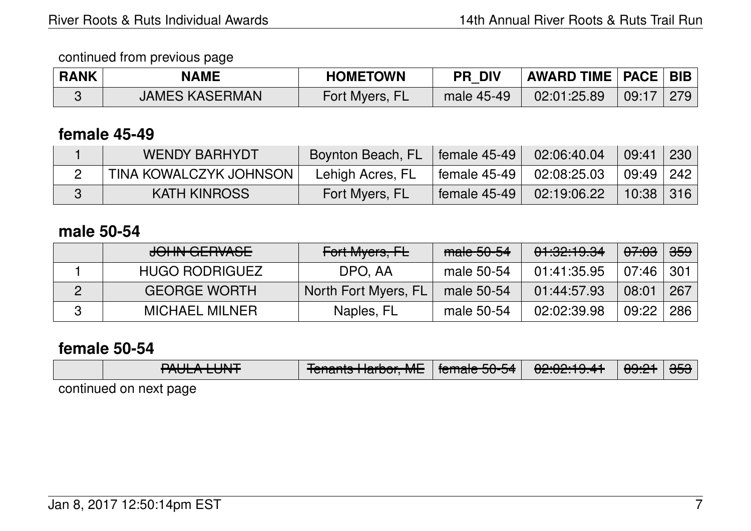continued from previous page

| RANK | NAME | HOMETOWN | PR_DIV | AWARD TIME | PACE | BIB |
|---|---|---|---|---|---|---|
| 3 | JAMES KASERMAN | Fort Myers, FL | male 45-49 | 02:01:25.89 | 09:17 | 279 |

## female 45-49

| RANK | NAME | HOMETOWN | PR_DIV | AWARD TIME | PACE | BIB |
|---|---|---|---|---|---|---|
| 1 | WENDY BARHYDT | Boynton Beach, FL | female 45-49 | 02:06:40.04 | 09:41 | 230 |
| 2 | TINA KOWALCZYK JOHNSON | Lehigh Acres, FL | female 45-49 | 02:08:25.03 | 09:49 | 242 |
| 3 | KATH KINROSS | Fort Myers, FL | female 45-49 | 02:19:06.22 | 10:38 | 316 |

## male 50-54

| RANK | NAME | HOMETOWN | PR_DIV | AWARD TIME | PACE | BIB |
|---|---|---|---|---|---|---|
| | ~~JOHN GERVASE~~ | ~~Fort Myers, FL~~ | ~~male 50-54~~ | ~~01:32:19.34~~ | ~~07:03~~ | ~~359~~ |
| 1 | HUGO RODRIGUEZ | DPO, AA | male 50-54 | 01:41:35.95 | 07:46 | 301 |
| 2 | GEORGE WORTH | North Fort Myers, FL | male 50-54 | 01:44:57.93 | 08:01 | 267 |
| 3 | MICHAEL MILNER | Naples, FL | male 50-54 | 02:02:39.98 | 09:22 | 286 |

## female 50-54

| RANK | NAME | HOMETOWN | PR_DIV | AWARD TIME | PACE | BIB |
|---|---|---|---|---|---|---|
| | ~~PAULA LUNT~~ | ~~Tenants Harbor, ME~~ | ~~female 50-54~~ | ~~02:02:19.41~~ | ~~09:21~~ | ~~353~~ |

continued on next page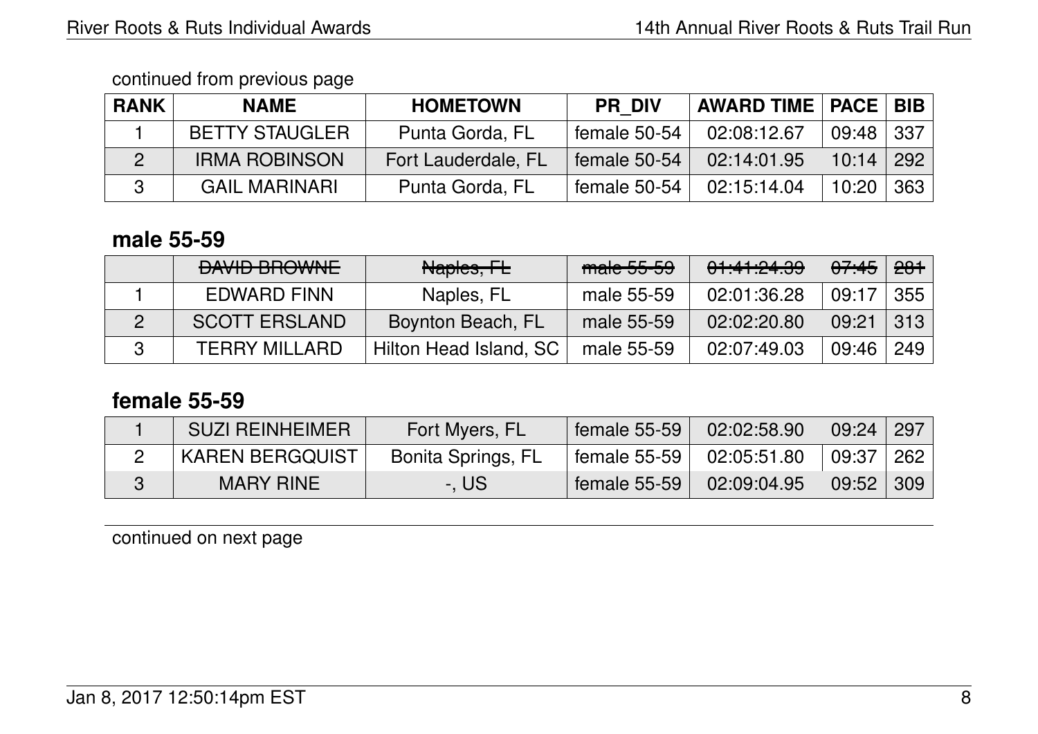continued from previous page

| RANK | NAME | HOMETOWN | PR_DIV | AWARD TIME | PACE | BIB |
|---|---|---|---|---|---|---|
| 1 | BETTY STAUGLER | Punta Gorda, FL | female 50-54 | 02:08:12.67 | 09:48 | 337 |
| 2 | IRMA ROBINSON | Fort Lauderdale, FL | female 50-54 | 02:14:01.95 | 10:14 | 292 |
| 3 | GAIL MARINARI | Punta Gorda, FL | female 50-54 | 02:15:14.04 | 10:20 | 363 |

## male 55-59

| RANK | NAME | HOMETOWN | PR_DIV | AWARD TIME | PACE | BIB |
|---|---|---|---|---|---|---|
| | ~~DAVID BROWNE~~ | ~~Naples, FL~~ | ~~male 55-59~~ | ~~01:41:24.39~~ | ~~07:45~~ | ~~281~~ |
| 1 | EDWARD FINN | Naples, FL | male 55-59 | 02:01:36.28 | 09:17 | 355 |
| 2 | SCOTT ERSLAND | Boynton Beach, FL | male 55-59 | 02:02:20.80 | 09:21 | 313 |
| 3 | TERRY MILLARD | Hilton Head Island, SC | male 55-59 | 02:07:49.03 | 09:46 | 249 |

## female 55-59

| RANK | NAME | HOMETOWN | PR_DIV | AWARD TIME | PACE | BIB |
|---|---|---|---|---|---|---|
| 1 | SUZI REINHEIMER | Fort Myers, FL | female 55-59 | 02:02:58.90 | 09:24 | 297 |
| 2 | KAREN BERGQUIST | Bonita Springs, FL | female 55-59 | 02:05:51.80 | 09:37 | 262 |
| 3 | MARY RINE | -, US | female 55-59 | 02:09:04.95 | 09:52 | 309 |

continued on next page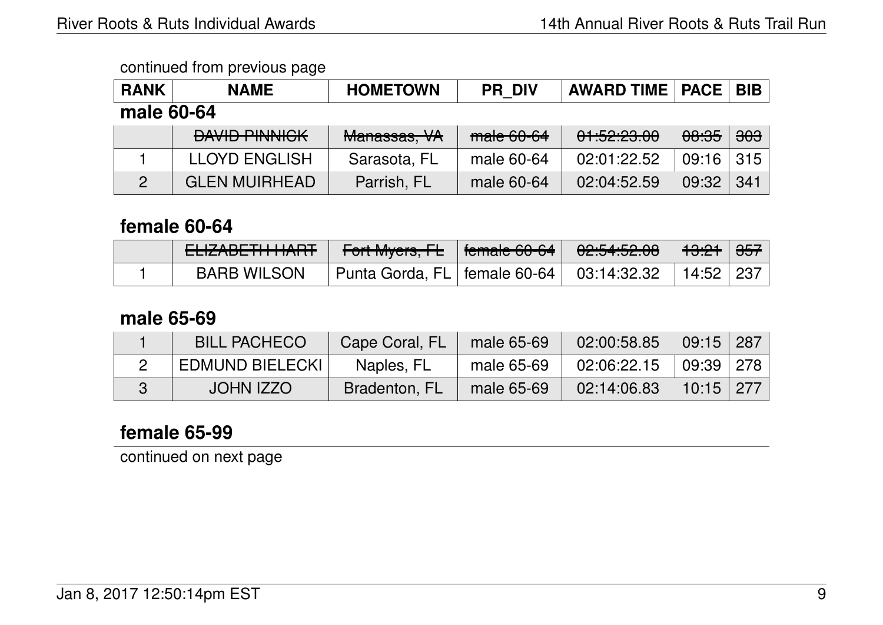continued from previous page

| RANK | NAME | HOMETOWN | PR_DIV | AWARD TIME | PACE | BIB |
|---|---|---|---|---|---|---|

## male 60-64

| RANK | NAME | HOMETOWN | PR_DIV | AWARD TIME | PACE | BIB |
|---|---|---|---|---|---|---|
| | ~~DAVID PINNICK~~ | ~~Manassas, VA~~ | ~~male 60-64~~ | ~~01:52:23.00~~ | ~~08:35~~ | ~~303~~ |
| 1 | LLOYD ENGLISH | Sarasota, FL | male 60-64 | 02:01:22.52 | 09:16 | 315 |
| 2 | GLEN MUIRHEAD | Parrish, FL | male 60-64 | 02:04:52.59 | 09:32 | 341 |

## female 60-64

| RANK | NAME | HOMETOWN | PR_DIV | AWARD TIME | PACE | BIB |
|---|---|---|---|---|---|---|
| | ~~ELIZABETH HART~~ | ~~Fort Myers, FL~~ | ~~female 60-64~~ | ~~02:54:52.08~~ | ~~13:21~~ | ~~357~~ |
| 1 | BARB WILSON | Punta Gorda, FL | female 60-64 | 03:14:32.32 | 14:52 | 237 |

## male 65-69

| RANK | NAME | HOMETOWN | PR_DIV | AWARD TIME | PACE | BIB |
|---|---|---|---|---|---|---|
| 1 | BILL PACHECO | Cape Coral, FL | male 65-69 | 02:00:58.85 | 09:15 | 287 |
| 2 | EDMUND BIELECKI | Naples, FL | male 65-69 | 02:06:22.15 | 09:39 | 278 |
| 3 | JOHN IZZO | Bradenton, FL | male 65-69 | 02:14:06.83 | 10:15 | 277 |

## female 65-99

continued on next page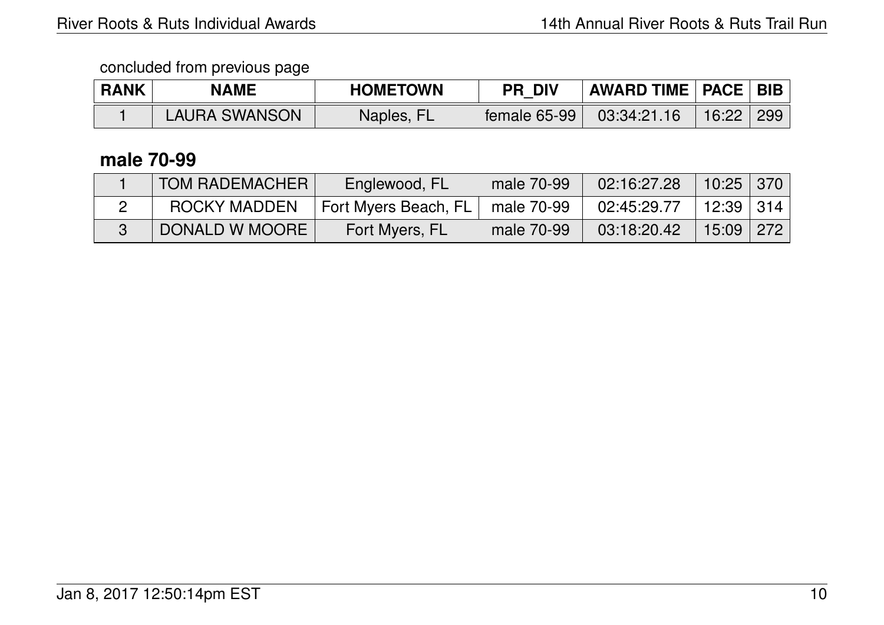concluded from previous page

| RANK | NAME | HOMETOWN | PR_DIV | AWARD TIME | PACE | BIB |
|---|---|---|---|---|---|---|
| 1 | LAURA SWANSON | Naples, FL | female 65-99 | 03:34:21.16 | 16:22 | 299 |

## male 70-99

| RANK | NAME | HOMETOWN | PR_DIV | AWARD TIME | PACE | BIB |
|---|---|---|---|---|---|---|
| 1 | TOM RADEMACHER | Englewood, FL | male 70-99 | 02:16:27.28 | 10:25 | 370 |
| 2 | ROCKY MADDEN | Fort Myers Beach, FL | male 70-99 | 02:45:29.77 | 12:39 | 314 |
| 3 | DONALD W MOORE | Fort Myers, FL | male 70-99 | 03:18:20.42 | 15:09 | 272 |